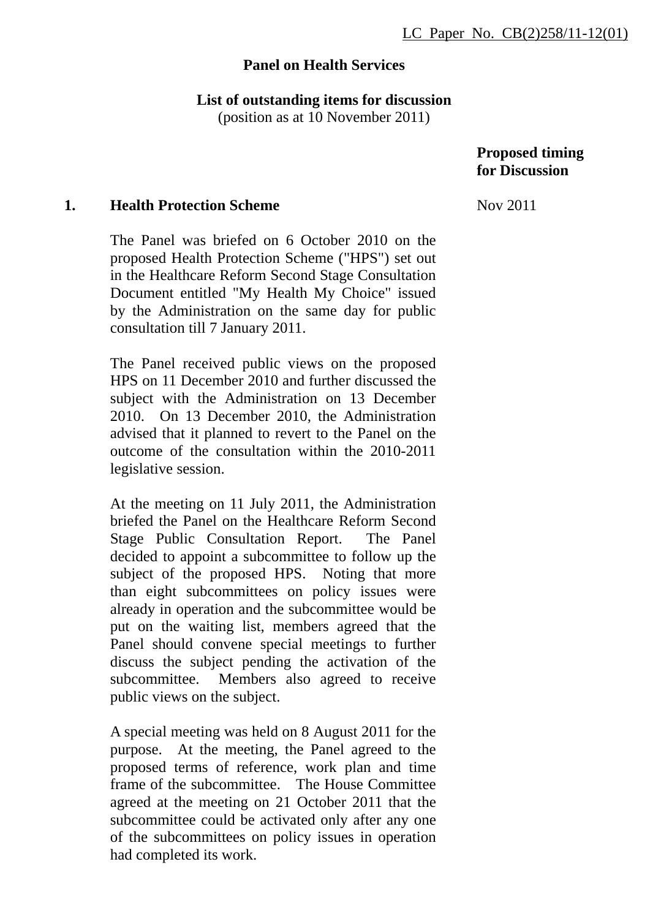LC Paper No. CB(2)258/11-12(01)

**Panel on Health Services**

**List of outstanding items for discussion**
(position as at 10 November 2011)

| | | **Proposed timing for Discussion** |
|---|---|---|
| **1.** | **Health Protection Scheme** | Nov 2011 |

The Panel was briefed on 6 October 2010 on the proposed Health Protection Scheme ("HPS") set out in the Healthcare Reform Second Stage Consultation Document entitled "My Health My Choice" issued by the Administration on the same day for public consultation till 7 January 2011.

The Panel received public views on the proposed HPS on 11 December 2010 and further discussed the subject with the Administration on 13 December 2010. On 13 December 2010, the Administration advised that it planned to revert to the Panel on the outcome of the consultation within the 2010-2011 legislative session.

At the meeting on 11 July 2011, the Administration briefed the Panel on the Healthcare Reform Second Stage Public Consultation Report. The Panel decided to appoint a subcommittee to follow up the subject of the proposed HPS. Noting that more than eight subcommittees on policy issues were already in operation and the subcommittee would be put on the waiting list, members agreed that the Panel should convene special meetings to further discuss the subject pending the activation of the subcommittee. Members also agreed to receive public views on the subject.

A special meeting was held on 8 August 2011 for the purpose. At the meeting, the Panel agreed to the proposed terms of reference, work plan and time frame of the subcommittee. The House Committee agreed at the meeting on 21 October 2011 that the subcommittee could be activated only after any one of the subcommittees on policy issues in operation had completed its work.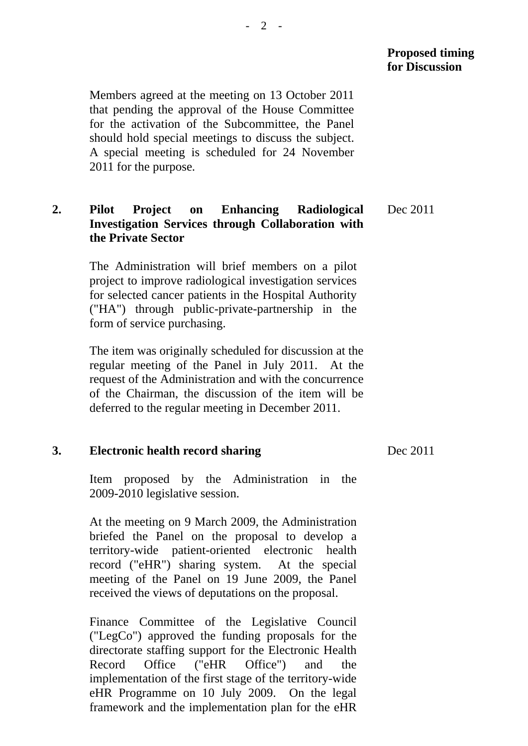**Proposed timing for Discussion**

Members agreed at the meeting on 13 October 2011 that pending the approval of the House Committee for the activation of the Subcommittee, the Panel should hold special meetings to discuss the subject. A special meeting is scheduled for 24 November 2011 for the purpose.

**2. Pilot Project on Enhancing Radiological Investigation Services through Collaboration with the Private Sector** — Dec 2011

The Administration will brief members on a pilot project to improve radiological investigation services for selected cancer patients in the Hospital Authority ("HA") through public-private-partnership in the form of service purchasing.

The item was originally scheduled for discussion at the regular meeting of the Panel in July 2011. At the request of the Administration and with the concurrence of the Chairman, the discussion of the item will be deferred to the regular meeting in December 2011.

**3. Electronic health record sharing** — Dec 2011

Item proposed by the Administration in the 2009-2010 legislative session.

At the meeting on 9 March 2009, the Administration briefed the Panel on the proposal to develop a territory-wide patient-oriented electronic health record ("eHR") sharing system. At the special meeting of the Panel on 19 June 2009, the Panel received the views of deputations on the proposal.

Finance Committee of the Legislative Council ("LegCo") approved the funding proposals for the directorate staffing support for the Electronic Health Record Office ("eHR Office") and the implementation of the first stage of the territory-wide eHR Programme on 10 July 2009. On the legal framework and the implementation plan for the eHR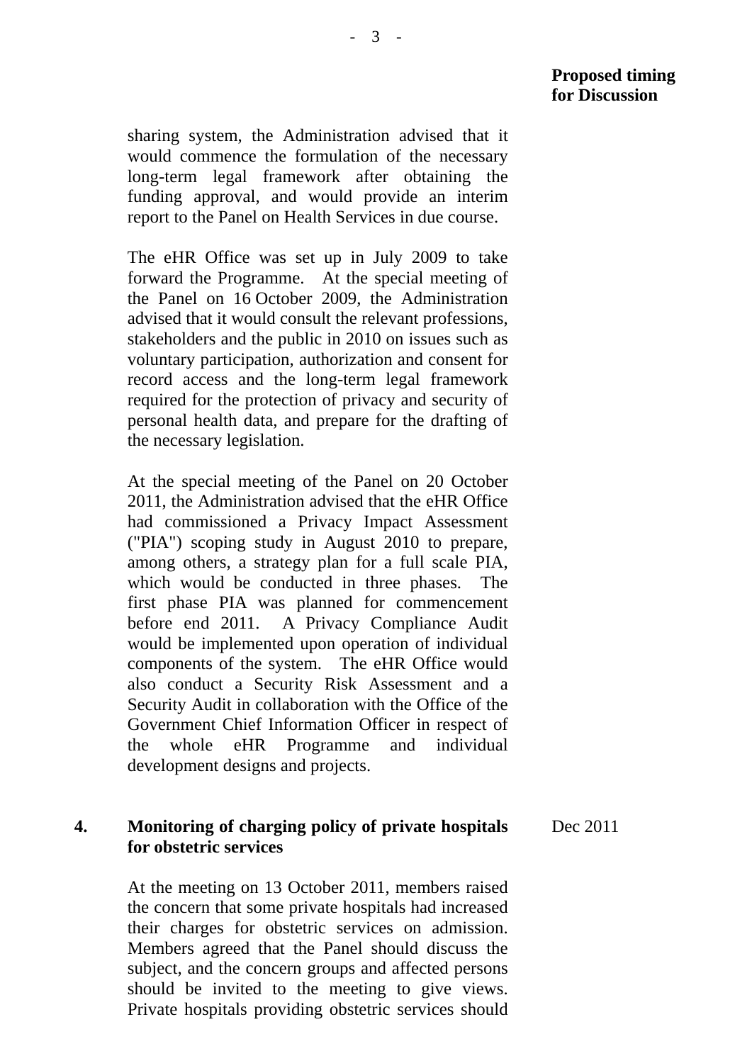**Proposed timing for Discussion**

sharing system, the Administration advised that it would commence the formulation of the necessary long-term legal framework after obtaining the funding approval, and would provide an interim report to the Panel on Health Services in due course.

The eHR Office was set up in July 2009 to take forward the Programme. At the special meeting of the Panel on 16 October 2009, the Administration advised that it would consult the relevant professions, stakeholders and the public in 2010 on issues such as voluntary participation, authorization and consent for record access and the long-term legal framework required for the protection of privacy and security of personal health data, and prepare for the drafting of the necessary legislation.

At the special meeting of the Panel on 20 October 2011, the Administration advised that the eHR Office had commissioned a Privacy Impact Assessment ("PIA") scoping study in August 2010 to prepare, among others, a strategy plan for a full scale PIA, which would be conducted in three phases. The first phase PIA was planned for commencement before end 2011. A Privacy Compliance Audit would be implemented upon operation of individual components of the system. The eHR Office would also conduct a Security Risk Assessment and a Security Audit in collaboration with the Office of the Government Chief Information Officer in respect of the whole eHR Programme and individual development designs and projects.

**4. Monitoring of charging policy of private hospitals for obstetric services** — Dec 2011

At the meeting on 13 October 2011, members raised the concern that some private hospitals had increased their charges for obstetric services on admission. Members agreed that the Panel should discuss the subject, and the concern groups and affected persons should be invited to the meeting to give views. Private hospitals providing obstetric services should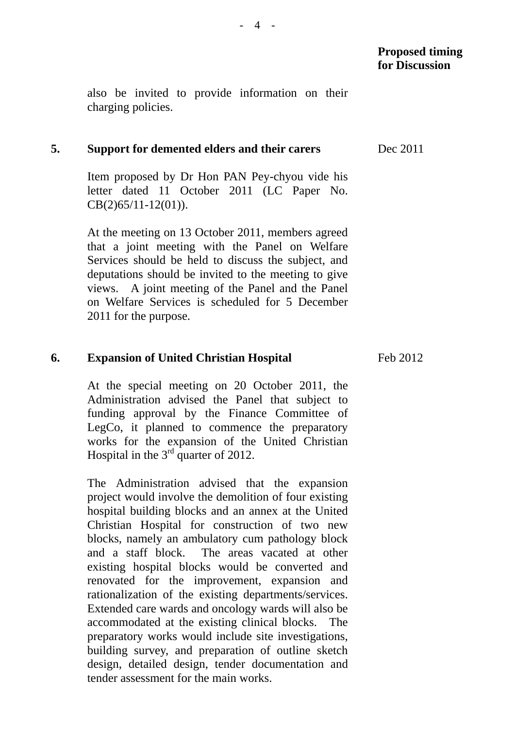**Proposed timing for Discussion**

also be invited to provide information on their charging policies.

| | | |
|---|---|---|
| **5.** | **Support for demented elders and their carers** | Dec 2011 |

Item proposed by Dr Hon PAN Pey-chyou vide his letter dated 11 October 2011 (LC Paper No. CB(2)65/11-12(01)).

At the meeting on 13 October 2011, members agreed that a joint meeting with the Panel on Welfare Services should be held to discuss the subject, and deputations should be invited to the meeting to give views. A joint meeting of the Panel and the Panel on Welfare Services is scheduled for 5 December 2011 for the purpose.

| | | |
|---|---|---|
| **6.** | **Expansion of United Christian Hospital** | Feb 2012 |

At the special meeting on 20 October 2011, the Administration advised the Panel that subject to funding approval by the Finance Committee of LegCo, it planned to commence the preparatory works for the expansion of the United Christian Hospital in the 3rd quarter of 2012.

The Administration advised that the expansion project would involve the demolition of four existing hospital building blocks and an annex at the United Christian Hospital for construction of two new blocks, namely an ambulatory cum pathology block and a staff block. The areas vacated at other existing hospital blocks would be converted and renovated for the improvement, expansion and rationalization of the existing departments/services. Extended care wards and oncology wards will also be accommodated at the existing clinical blocks. The preparatory works would include site investigations, building survey, and preparation of outline sketch design, detailed design, tender documentation and tender assessment for the main works.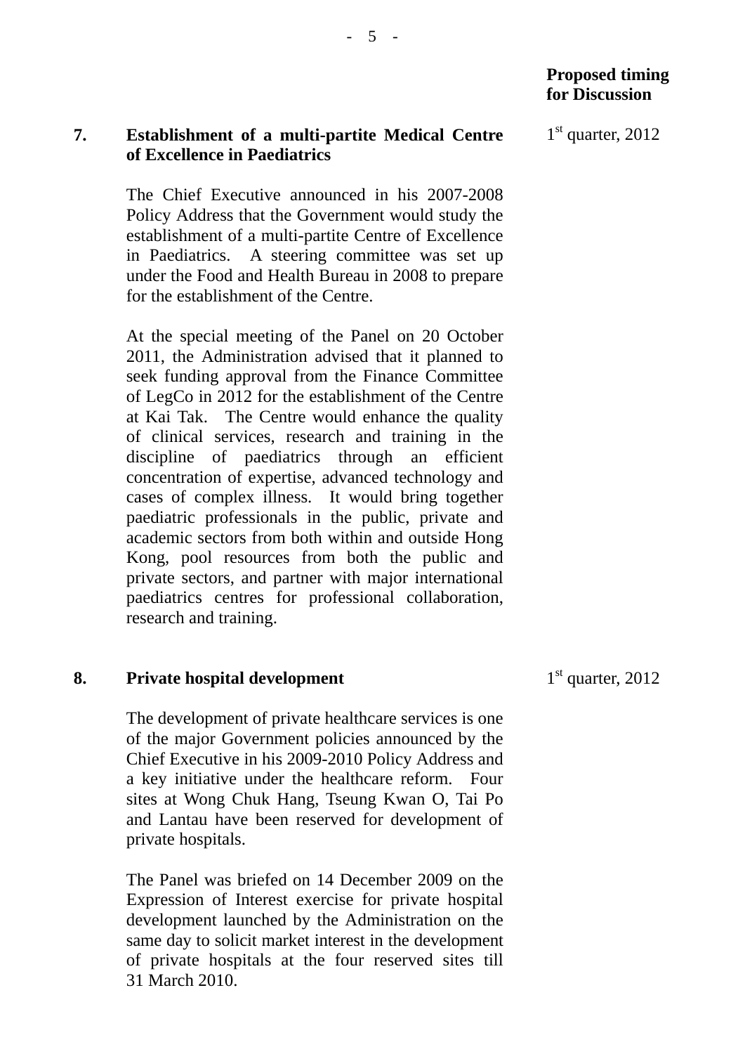**Proposed timing for Discussion**

**7. Establishment of a multi-partite Medical Centre of Excellence in Paediatrics** — 1st quarter, 2012

The Chief Executive announced in his 2007-2008 Policy Address that the Government would study the establishment of a multi-partite Centre of Excellence in Paediatrics. A steering committee was set up under the Food and Health Bureau in 2008 to prepare for the establishment of the Centre.

At the special meeting of the Panel on 20 October 2011, the Administration advised that it planned to seek funding approval from the Finance Committee of LegCo in 2012 for the establishment of the Centre at Kai Tak. The Centre would enhance the quality of clinical services, research and training in the discipline of paediatrics through an efficient concentration of expertise, advanced technology and cases of complex illness. It would bring together paediatric professionals in the public, private and academic sectors from both within and outside Hong Kong, pool resources from both the public and private sectors, and partner with major international paediatrics centres for professional collaboration, research and training.

**8. Private hospital development** — 1st quarter, 2012

The development of private healthcare services is one of the major Government policies announced by the Chief Executive in his 2009-2010 Policy Address and a key initiative under the healthcare reform. Four sites at Wong Chuk Hang, Tseung Kwan O, Tai Po and Lantau have been reserved for development of private hospitals.

The Panel was briefed on 14 December 2009 on the Expression of Interest exercise for private hospital development launched by the Administration on the same day to solicit market interest in the development of private hospitals at the four reserved sites till 31 March 2010.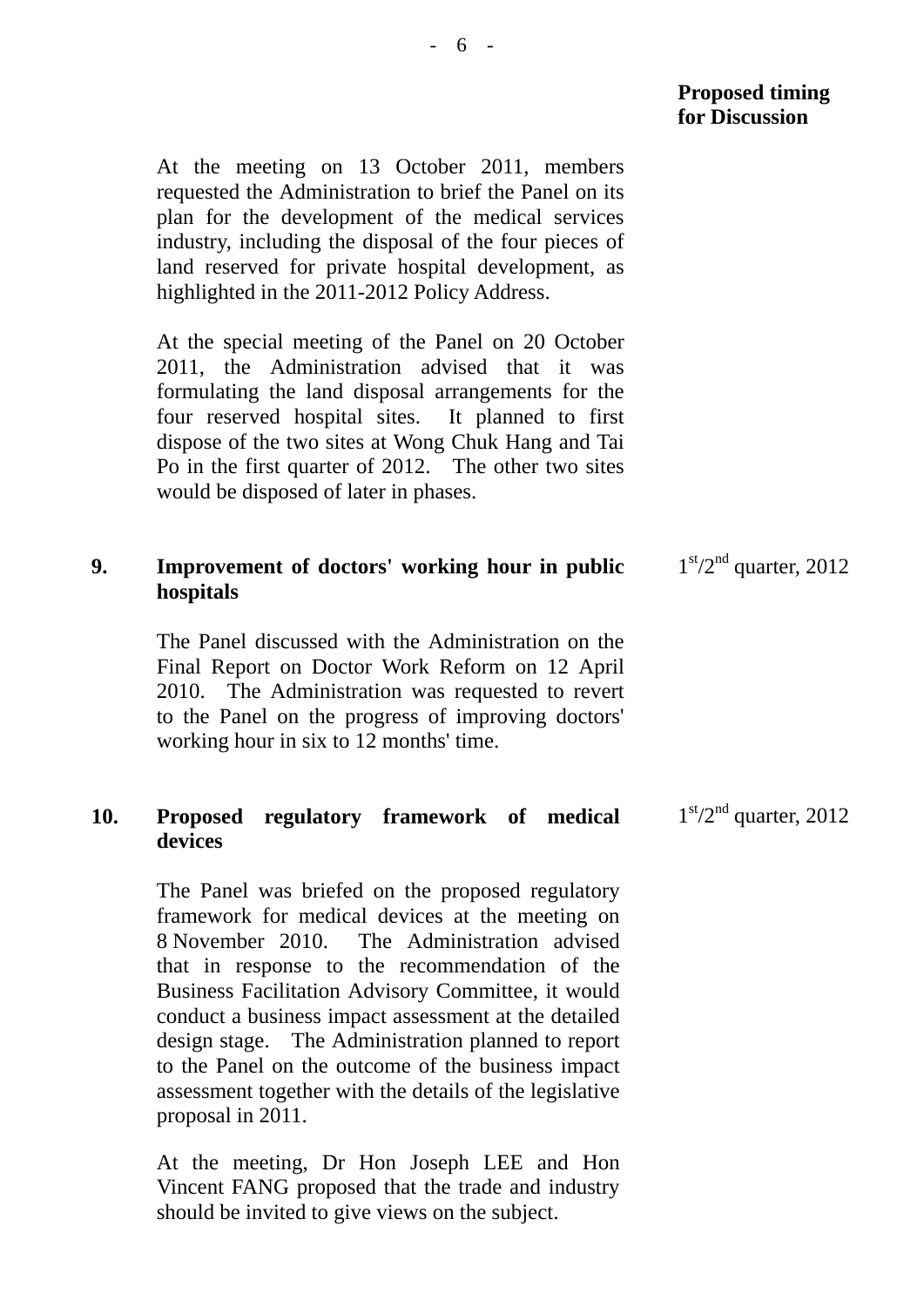**Proposed timing for Discussion**

At the meeting on 13 October 2011, members requested the Administration to brief the Panel on its plan for the development of the medical services industry, including the disposal of the four pieces of land reserved for private hospital development, as highlighted in the 2011-2012 Policy Address.

At the special meeting of the Panel on 20 October 2011, the Administration advised that it was formulating the land disposal arrangements for the four reserved hospital sites. It planned to first dispose of the two sites at Wong Chuk Hang and Tai Po in the first quarter of 2012. The other two sites would be disposed of later in phases.

**9. Improvement of doctors' working hour in public hospitals** — 1st/2nd quarter, 2012

The Panel discussed with the Administration on the Final Report on Doctor Work Reform on 12 April 2010. The Administration was requested to revert to the Panel on the progress of improving doctors' working hour in six to 12 months' time.

**10. Proposed regulatory framework of medical devices** — 1st/2nd quarter, 2012

The Panel was briefed on the proposed regulatory framework for medical devices at the meeting on 8 November 2010. The Administration advised that in response to the recommendation of the Business Facilitation Advisory Committee, it would conduct a business impact assessment at the detailed design stage. The Administration planned to report to the Panel on the outcome of the business impact assessment together with the details of the legislative proposal in 2011.

At the meeting, Dr Hon Joseph LEE and Hon Vincent FANG proposed that the trade and industry should be invited to give views on the subject.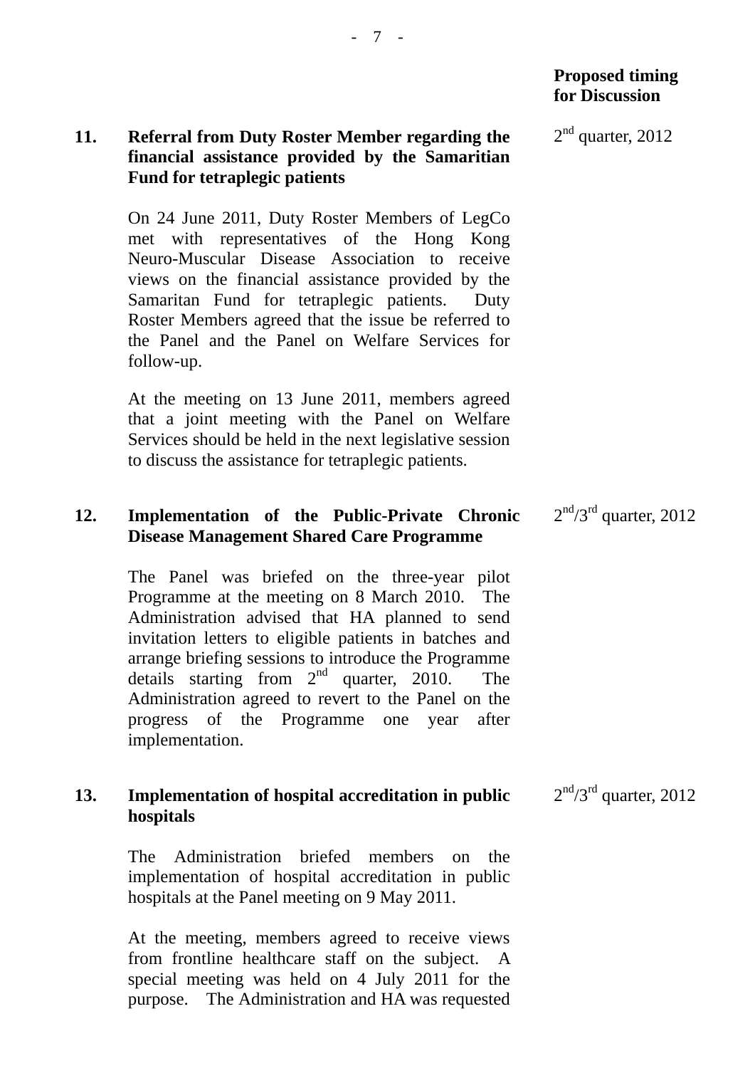| | | Proposed timing for Discussion |
|---|---|---|
| 11. | **Referral from Duty Roster Member regarding the financial assistance provided by the Samaritian Fund for tetraplegic patients**<br><br>On 24 June 2011, Duty Roster Members of LegCo met with representatives of the Hong Kong Neuro-Muscular Disease Association to receive views on the financial assistance provided by the Samaritan Fund for tetraplegic patients. Duty Roster Members agreed that the issue be referred to the Panel and the Panel on Welfare Services for follow-up.<br><br>At the meeting on 13 June 2011, members agreed that a joint meeting with the Panel on Welfare Services should be held in the next legislative session to discuss the assistance for tetraplegic patients. | 2nd quarter, 2012 |
| 12. | **Implementation of the Public-Private Chronic Disease Management Shared Care Programme**<br><br>The Panel was briefed on the three-year pilot Programme at the meeting on 8 March 2010. The Administration advised that HA planned to send invitation letters to eligible patients in batches and arrange briefing sessions to introduce the Programme details starting from 2nd quarter, 2010. The Administration agreed to revert to the Panel on the progress of the Programme one year after implementation. | 2nd/3rd quarter, 2012 |
| 13. | **Implementation of hospital accreditation in public hospitals**<br><br>The Administration briefed members on the implementation of hospital accreditation in public hospitals at the Panel meeting on 9 May 2011.<br><br>At the meeting, members agreed to receive views from frontline healthcare staff on the subject. A special meeting was held on 4 July 2011 for the purpose. The Administration and HA was requested | 2nd/3rd quarter, 2012 |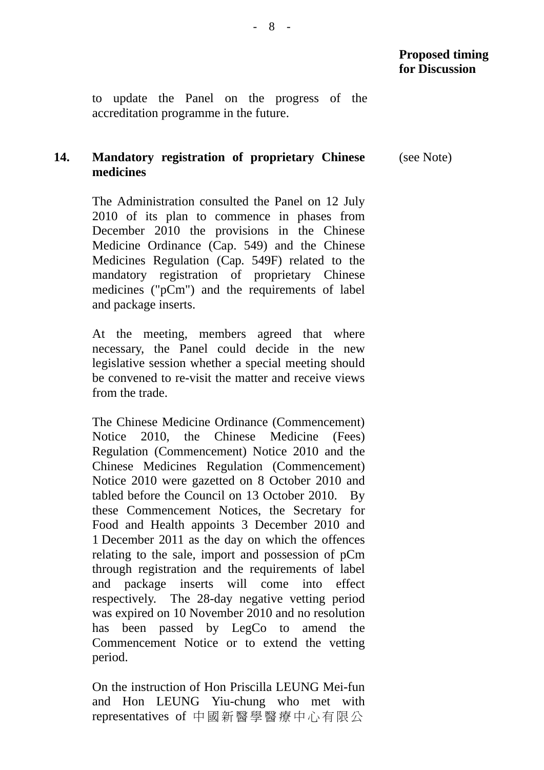**Proposed timing for Discussion**

to update the Panel on the progress of the accreditation programme in the future.

**14. Mandatory registration of proprietary Chinese medicines** (see Note)

The Administration consulted the Panel on 12 July 2010 of its plan to commence in phases from December 2010 the provisions in the Chinese Medicine Ordinance (Cap. 549) and the Chinese Medicines Regulation (Cap. 549F) related to the mandatory registration of proprietary Chinese medicines ("pCm") and the requirements of label and package inserts.

At the meeting, members agreed that where necessary, the Panel could decide in the new legislative session whether a special meeting should be convened to re-visit the matter and receive views from the trade.

The Chinese Medicine Ordinance (Commencement) Notice 2010, the Chinese Medicine (Fees) Regulation (Commencement) Notice 2010 and the Chinese Medicines Regulation (Commencement) Notice 2010 were gazetted on 8 October 2010 and tabled before the Council on 13 October 2010. By these Commencement Notices, the Secretary for Food and Health appoints 3 December 2010 and 1 December 2011 as the day on which the offences relating to the sale, import and possession of pCm through registration and the requirements of label and package inserts will come into effect respectively. The 28-day negative vetting period was expired on 10 November 2010 and no resolution has been passed by LegCo to amend the Commencement Notice or to extend the vetting period.

On the instruction of Hon Priscilla LEUNG Mei-fun and Hon LEUNG Yiu-chung who met with representatives of 中國新醫學醫療中心有限公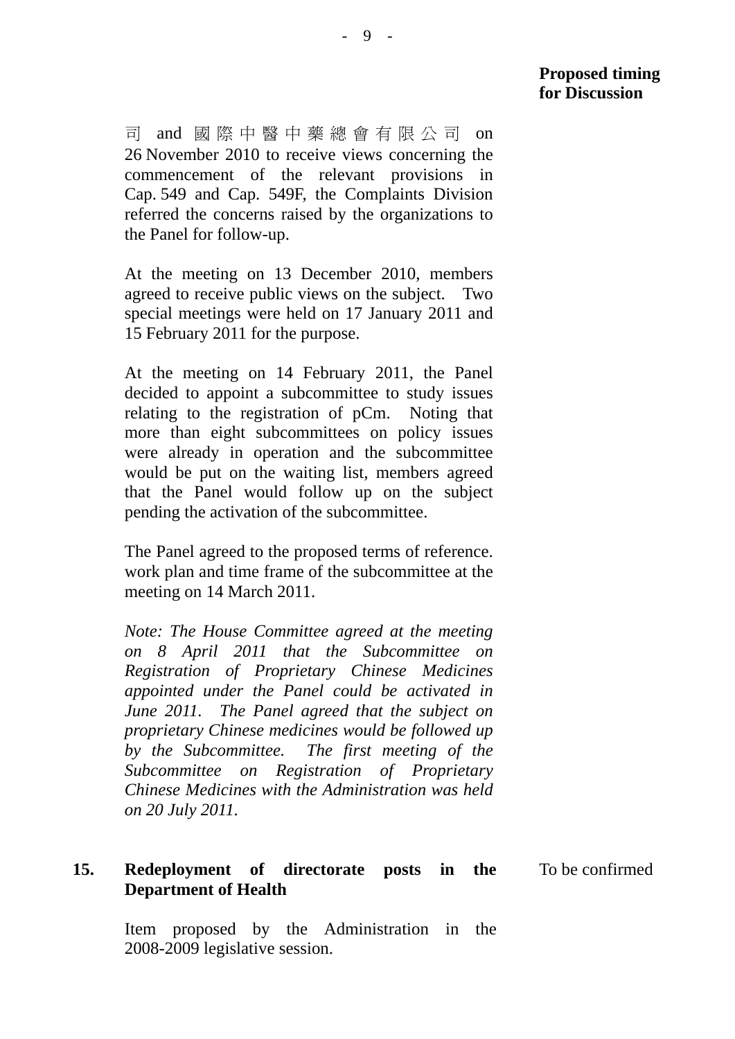**Proposed timing for Discussion**

司 and 國際中醫中藥總會有限公司 on 26 November 2010 to receive views concerning the commencement of the relevant provisions in Cap. 549 and Cap. 549F, the Complaints Division referred the concerns raised by the organizations to the Panel for follow-up.

At the meeting on 13 December 2010, members agreed to receive public views on the subject. Two special meetings were held on 17 January 2011 and 15 February 2011 for the purpose.

At the meeting on 14 February 2011, the Panel decided to appoint a subcommittee to study issues relating to the registration of pCm. Noting that more than eight subcommittees on policy issues were already in operation and the subcommittee would be put on the waiting list, members agreed that the Panel would follow up on the subject pending the activation of the subcommittee.

The Panel agreed to the proposed terms of reference. work plan and time frame of the subcommittee at the meeting on 14 March 2011.

*Note: The House Committee agreed at the meeting on 8 April 2011 that the Subcommittee on Registration of Proprietary Chinese Medicines appointed under the Panel could be activated in June 2011. The Panel agreed that the subject on proprietary Chinese medicines would be followed up by the Subcommittee. The first meeting of the Subcommittee on Registration of Proprietary Chinese Medicines with the Administration was held on 20 July 2011.*

**15. Redeployment of directorate posts in the Department of Health** — To be confirmed

Item proposed by the Administration in the 2008-2009 legislative session.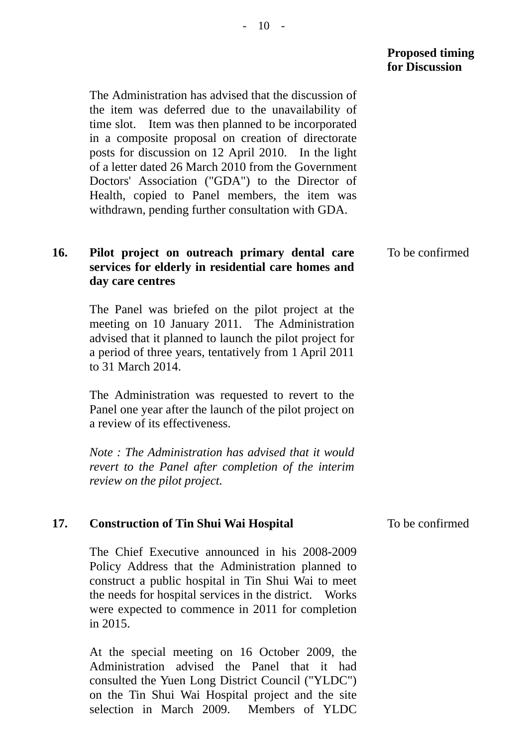**Proposed timing for Discussion**

The Administration has advised that the discussion of the item was deferred due to the unavailability of time slot. Item was then planned to be incorporated in a composite proposal on creation of directorate posts for discussion on 12 April 2010. In the light of a letter dated 26 March 2010 from the Government Doctors' Association ("GDA") to the Director of Health, copied to Panel members, the item was withdrawn, pending further consultation with GDA.

**16. Pilot project on outreach primary dental care services for elderly in residential care homes and day care centres** — To be confirmed

The Panel was briefed on the pilot project at the meeting on 10 January 2011. The Administration advised that it planned to launch the pilot project for a period of three years, tentatively from 1 April 2011 to 31 March 2014.

The Administration was requested to revert to the Panel one year after the launch of the pilot project on a review of its effectiveness.

*Note : The Administration has advised that it would revert to the Panel after completion of the interim review on the pilot project.*

**17. Construction of Tin Shui Wai Hospital** — To be confirmed

The Chief Executive announced in his 2008-2009 Policy Address that the Administration planned to construct a public hospital in Tin Shui Wai to meet the needs for hospital services in the district. Works were expected to commence in 2011 for completion in 2015.

At the special meeting on 16 October 2009, the Administration advised the Panel that it had consulted the Yuen Long District Council ("YLDC") on the Tin Shui Wai Hospital project and the site selection in March 2009. Members of YLDC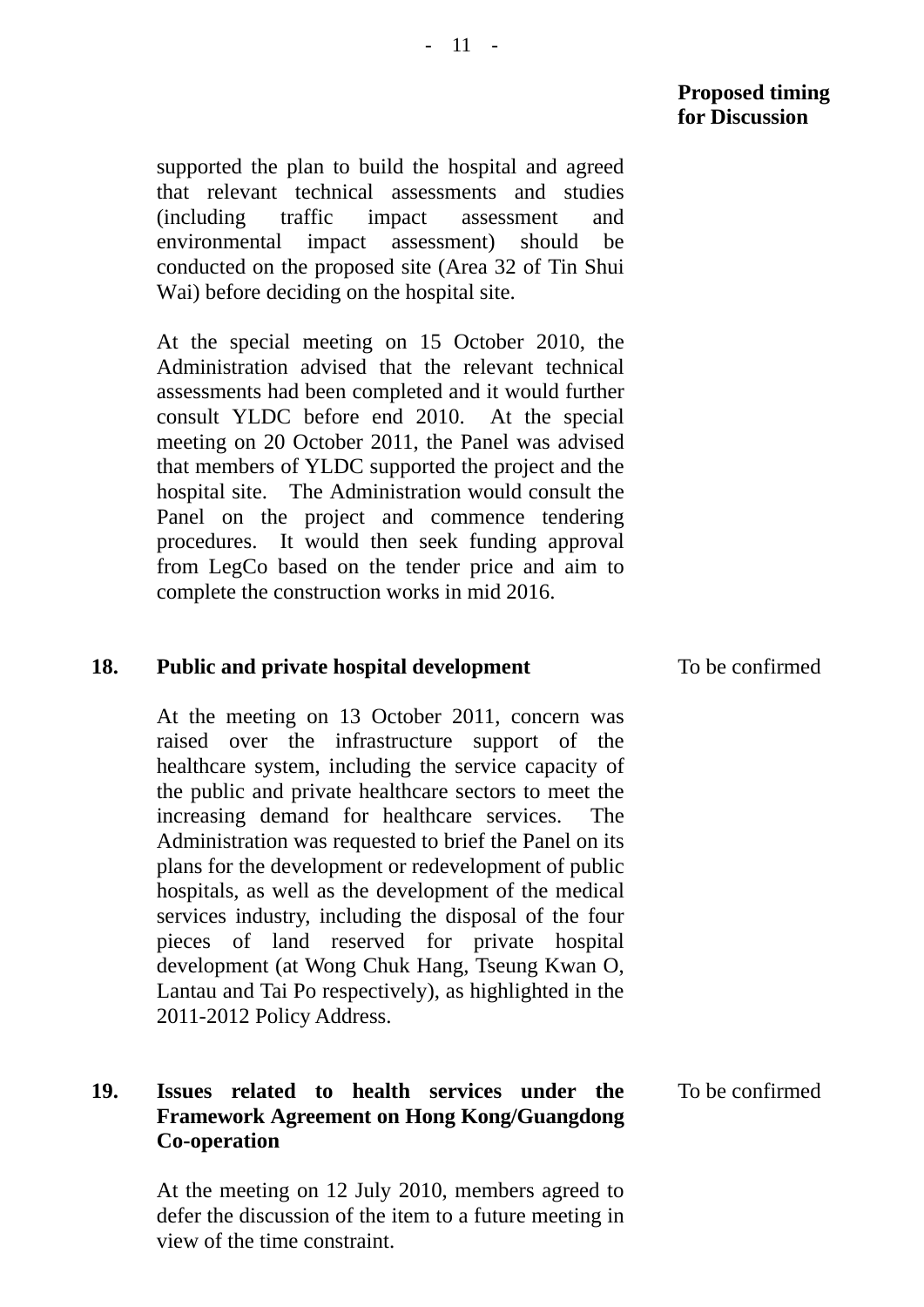**Proposed timing for Discussion**

supported the plan to build the hospital and agreed that relevant technical assessments and studies (including traffic impact assessment and environmental impact assessment) should be conducted on the proposed site (Area 32 of Tin Shui Wai) before deciding on the hospital site.

At the special meeting on 15 October 2010, the Administration advised that the relevant technical assessments had been completed and it would further consult YLDC before end 2010. At the special meeting on 20 October 2011, the Panel was advised that members of YLDC supported the project and the hospital site. The Administration would consult the Panel on the project and commence tendering procedures. It would then seek funding approval from LegCo based on the tender price and aim to complete the construction works in mid 2016.

**18. Public and private hospital development** — To be confirmed

At the meeting on 13 October 2011, concern was raised over the infrastructure support of the healthcare system, including the service capacity of the public and private healthcare sectors to meet the increasing demand for healthcare services. The Administration was requested to brief the Panel on its plans for the development or redevelopment of public hospitals, as well as the development of the medical services industry, including the disposal of the four pieces of land reserved for private hospital development (at Wong Chuk Hang, Tseung Kwan O, Lantau and Tai Po respectively), as highlighted in the 2011-2012 Policy Address.

**19. Issues related to health services under the Framework Agreement on Hong Kong/Guangdong Co-operation** — To be confirmed

At the meeting on 12 July 2010, members agreed to defer the discussion of the item to a future meeting in view of the time constraint.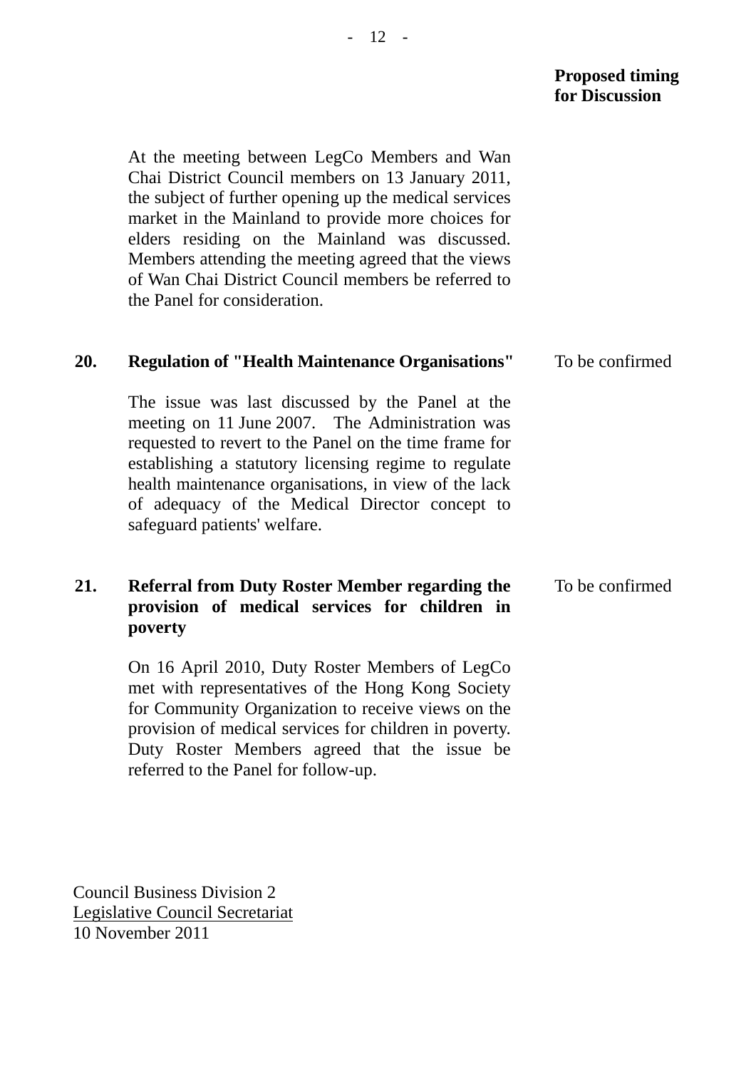**Proposed timing for Discussion**

At the meeting between LegCo Members and Wan Chai District Council members on 13 January 2011, the subject of further opening up the medical services market in the Mainland to provide more choices for elders residing on the Mainland was discussed. Members attending the meeting agreed that the views of Wan Chai District Council members be referred to the Panel for consideration.

**20. Regulation of "Health Maintenance Organisations"** — To be confirmed

The issue was last discussed by the Panel at the meeting on 11 June 2007. The Administration was requested to revert to the Panel on the time frame for establishing a statutory licensing regime to regulate health maintenance organisations, in view of the lack of adequacy of the Medical Director concept to safeguard patients' welfare.

**21. Referral from Duty Roster Member regarding the provision of medical services for children in poverty** — To be confirmed

On 16 April 2010, Duty Roster Members of LegCo met with representatives of the Hong Kong Society for Community Organization to receive views on the provision of medical services for children in poverty. Duty Roster Members agreed that the issue be referred to the Panel for follow-up.

Council Business Division 2
Legislative Council Secretariat
10 November 2011